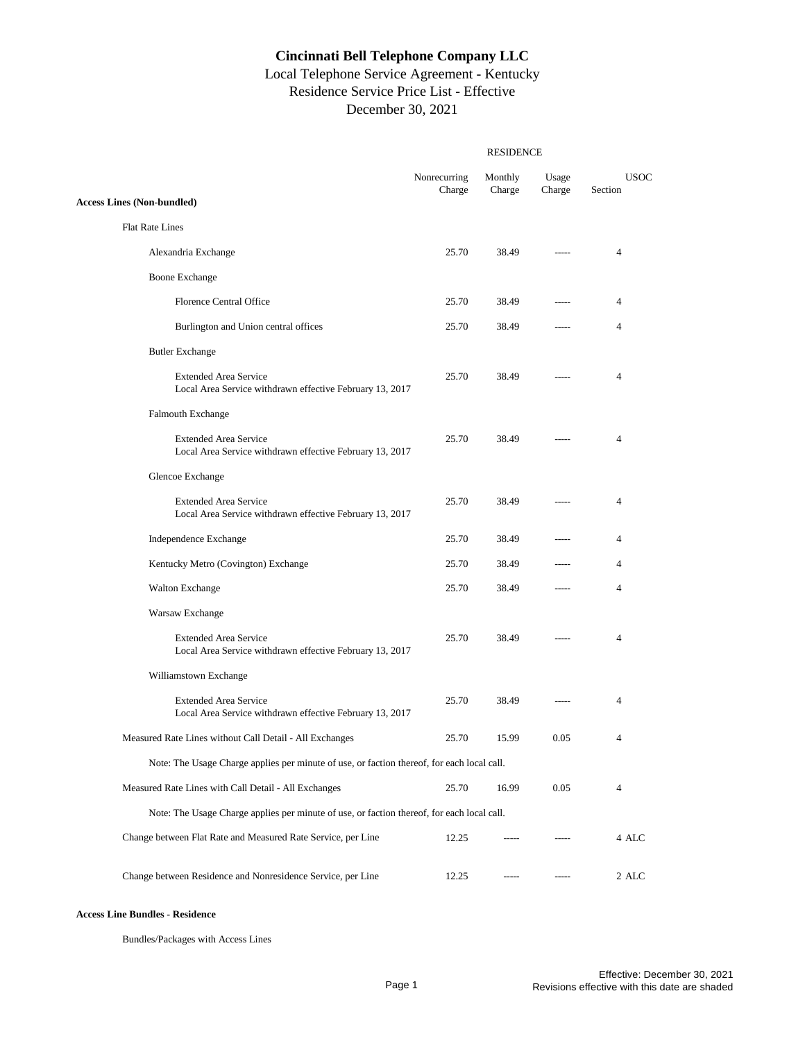# Cincinnati Bell Telephone Company LLC

Local Telephone Service Agreement - Kentucky
Residence Service Price List - Effective
December 30, 2021

| | RESIDENCE | | | | |
|---|---|---|---|---|---|
| | Nonrecurring Charge | Monthly Charge | Usage Charge | Section | USOC |
| **Access Lines (Non-bundled)** | | | | | |
| Flat Rate Lines | | | | | |
| Alexandria Exchange | 25.70 | 38.49 | ----- | 4 | |
| Boone Exchange | | | | | |
| Florence Central Office | 25.70 | 38.49 | ----- | 4 | |
| Burlington and Union central offices | 25.70 | 38.49 | ----- | 4 | |
| Butler Exchange | | | | | |
| Extended Area Service<br>Local Area Service withdrawn effective February 13, 2017 | 25.70 | 38.49 | ----- | 4 | |
| Falmouth Exchange | | | | | |
| Extended Area Service<br>Local Area Service withdrawn effective February 13, 2017 | 25.70 | 38.49 | ----- | 4 | |
| Glencoe Exchange | | | | | |
| Extended Area Service<br>Local Area Service withdrawn effective February 13, 2017 | 25.70 | 38.49 | ----- | 4 | |
| Independence Exchange | 25.70 | 38.49 | ----- | 4 | |
| Kentucky Metro (Covington) Exchange | 25.70 | 38.49 | ----- | 4 | |
| Walton Exchange | 25.70 | 38.49 | ----- | 4 | |
| Warsaw Exchange | | | | | |
| Extended Area Service<br>Local Area Service withdrawn effective February 13, 2017 | 25.70 | 38.49 | ----- | 4 | |
| Williamstown Exchange | | | | | |
| Extended Area Service<br>Local Area Service withdrawn effective February 13, 2017 | 25.70 | 38.49 | ----- | 4 | |
| Measured Rate Lines without Call Detail - All Exchanges | 25.70 | 15.99 | 0.05 | 4 | |
| Note: The Usage Charge applies per minute of use, or faction thereof, for each local call. | | | | | |
| Measured Rate Lines with Call Detail - All Exchanges | 25.70 | 16.99 | 0.05 | 4 | |
| Note: The Usage Charge applies per minute of use, or faction thereof, for each local call. | | | | | |
| Change between Flat Rate and Measured Rate Service, per Line | 12.25 | ----- | ----- | 4 | ALC |
| Change between Residence and Nonresidence Service, per Line | 12.25 | ----- | ----- | 2 | ALC |

**Access Line Bundles - Residence**

Bundles/Packages with Access Lines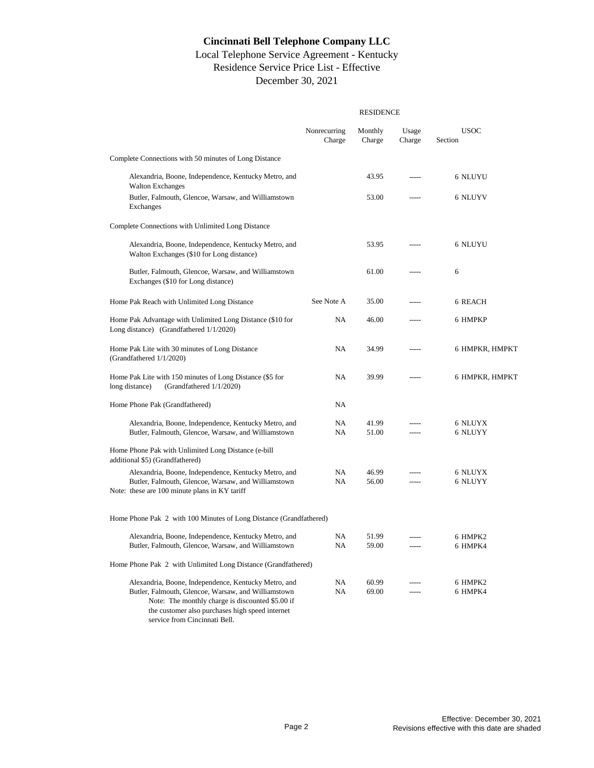# Cincinnati Bell Telephone Company LLC

Local Telephone Service Agreement - Kentucky
Residence Service Price List - Effective
December 30, 2021

RESIDENCE

| | Nonrecurring Charge | Monthly Charge | Usage Charge | Section | USOC |
|---|---|---|---|---|---|
| Complete Connections with 50 minutes of Long Distance | | | | | |
| Alexandria, Boone, Independence, Kentucky Metro, and Walton Exchanges | | 43.95 | ----- | 6 | NLUYU |
| Butler, Falmouth, Glencoe, Warsaw, and Williamstown Exchanges | | 53.00 | ----- | 6 | NLUYV |
| Complete Connections with Unlimited Long Distance | | | | | |
| Alexandria, Boone, Independence, Kentucky Metro, and Walton Exchanges ($10 for Long distance) | | 53.95 | ----- | 6 | NLUYU |
| Butler, Falmouth, Glencoe, Warsaw, and Williamstown Exchanges ($10 for Long distance) | | 61.00 | ----- | 6 | |
| Home Pak Reach with Unlimited Long Distance | See Note A | 35.00 | ----- | 6 | REACH |
| Home Pak Advantage with Unlimited Long Distance ($10 for Long distance) (Grandfathered 1/1/2020) | NA | 46.00 | ----- | 6 | HMPKP |
| Home Pak Lite with 30 minutes of Long Distance (Grandfathered 1/1/2020) | NA | 34.99 | ----- | 6 | HMPKR, HMPKT |
| Home Pak Lite with 150 minutes of Long Distance ($5 for long distance) (Grandfathered 1/1/2020) | NA | 39.99 | ----- | 6 | HMPKR, HMPKT |
| Home Phone Pak (Grandfathered) | NA | | | | |
| Alexandria, Boone, Independence, Kentucky Metro, and | NA | 41.99 | ----- | 6 | NLUYX |
| Butler, Falmouth, Glencoe, Warsaw, and Williamstown | NA | 51.00 | ----- | 6 | NLUYY |
| Home Phone Pak with Unlimited Long Distance (e-bill additional $5) (Grandfathered) | | | | | |
| Alexandria, Boone, Independence, Kentucky Metro, and | NA | 46.99 | ----- | 6 | NLUYX |
| Butler, Falmouth, Glencoe, Warsaw, and Williamstown | NA | 56.00 | ----- | 6 | NLUYY |
| Note: these are 100 minute plans in KY tariff | | | | | |
| Home Phone Pak 2 with 100 Minutes of Long Distance (Grandfathered) | | | | | |
| Alexandria, Boone, Independence, Kentucky Metro, and | NA | 51.99 | ----- | 6 | HMPK2 |
| Butler, Falmouth, Glencoe, Warsaw, and Williamstown | NA | 59.00 | ----- | 6 | HMPK4 |
| Home Phone Pak 2 with Unlimited Long Distance (Grandfathered) | | | | | |
| Alexandria, Boone, Independence, Kentucky Metro, and | NA | 60.99 | ----- | 6 | HMPK2 |
| Butler, Falmouth, Glencoe, Warsaw, and Williamstown | NA | 69.00 | ----- | 6 | HMPK4 |
| Note: The monthly charge is discounted $5.00 if the customer also purchases high speed internet service from Cincinnati Bell. | | | | | |

Effective: December 30, 2021
Revisions effective with this date are shaded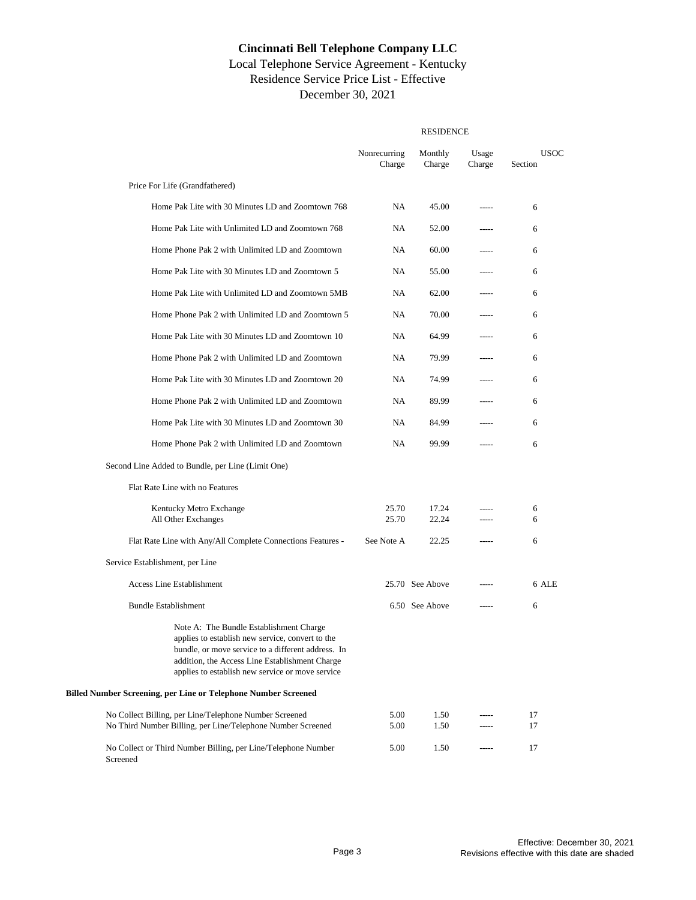# Cincinnati Bell Telephone Company LLC

Local Telephone Service Agreement - Kentucky
Residence Service Price List - Effective
December 30, 2021

| | RESIDENCE | | | | |
|---|---|---|---|---|---|
| | Nonrecurring Charge | Monthly Charge | Usage Charge | Section | USOC |
| Price For Life (Grandfathered) | | | | | |
| Home Pak Lite with 30 Minutes LD and Zoomtown 768 | NA | 45.00 | ----- | 6 | |
| Home Pak Lite with Unlimited LD and Zoomtown 768 | NA | 52.00 | ----- | 6 | |
| Home Phone Pak 2 with Unlimited LD and Zoomtown | NA | 60.00 | ----- | 6 | |
| Home Pak Lite with 30 Minutes LD and Zoomtown 5 | NA | 55.00 | ----- | 6 | |
| Home Pak Lite with Unlimited LD and Zoomtown 5MB | NA | 62.00 | ----- | 6 | |
| Home Phone Pak 2 with Unlimited LD and Zoomtown 5 | NA | 70.00 | ----- | 6 | |
| Home Pak Lite with 30 Minutes LD and Zoomtown 10 | NA | 64.99 | ----- | 6 | |
| Home Phone Pak 2 with Unlimited LD and Zoomtown | NA | 79.99 | ----- | 6 | |
| Home Pak Lite with 30 Minutes LD and Zoomtown 20 | NA | 74.99 | ----- | 6 | |
| Home Phone Pak 2 with Unlimited LD and Zoomtown | NA | 89.99 | ----- | 6 | |
| Home Pak Lite with 30 Minutes LD and Zoomtown 30 | NA | 84.99 | ----- | 6 | |
| Home Phone Pak 2 with Unlimited LD and Zoomtown | NA | 99.99 | ----- | 6 | |
| Second Line Added to Bundle, per Line (Limit One) | | | | | |
| Flat Rate Line with no Features | | | | | |
| Kentucky Metro Exchange | 25.70 | 17.24 | ----- | 6 | |
| All Other Exchanges | 25.70 | 22.24 | ----- | 6 | |
| Flat Rate Line with Any/All Complete Connections Features - | See Note A | 22.25 | ----- | 6 | |
| Service Establishment, per Line | | | | | |
| Access Line Establishment | 25.70 | See Above | ----- | 6 | ALE |
| Bundle Establishment | 6.50 | See Above | ----- | 6 | |

Note A: The Bundle Establishment Charge applies to establish new service, convert to the bundle, or move service to a different address. In addition, the Access Line Establishment Charge applies to establish new service or move service

**Billed Number Screening, per Line or Telephone Number Screened**

| | Nonrecurring Charge | Monthly Charge | Usage Charge | Section | USOC |
|---|---|---|---|---|---|
| No Collect Billing, per Line/Telephone Number Screened | 5.00 | 1.50 | ----- | 17 | |
| No Third Number Billing, per Line/Telephone Number Screened | 5.00 | 1.50 | ----- | 17 | |
| No Collect or Third Number Billing, per Line/Telephone Number Screened | 5.00 | 1.50 | ----- | 17 | |

Effective: December 30, 2021
Revisions effective with this date are shaded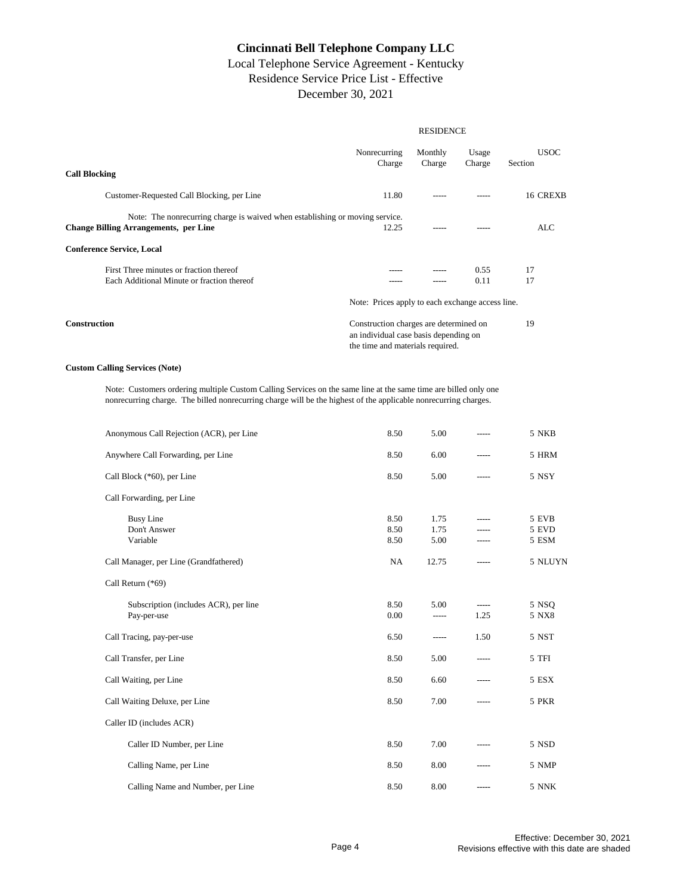# Cincinnati Bell Telephone Company LLC

## Local Telephone Service Agreement - Kentucky

## Residence Service Price List - Effective

## December 30, 2021

| | RESIDENCE | | | | |
|---|---|---|---|---|---|
| | Nonrecurring Charge | Monthly Charge | Usage Charge | Section | USOC |
| **Call Blocking** | | | | | |
| Customer-Requested Call Blocking, per Line | 11.80 | ----- | ----- | 16 | CREXB |
| Note: The nonrecurring charge is waived when establishing or moving service. | | | | | |
| **Change Billing Arrangements, per Line** | 12.25 | ----- | ----- | | ALC |
| **Conference Service, Local** | | | | | |
| First Three minutes or fraction thereof | ----- | ----- | 0.55 | 17 | |
| Each Additional Minute or fraction thereof | ----- | ----- | 0.11 | 17 | |
| | Note: Prices apply to each exchange access line. | | | | |
| **Construction** | Construction charges are determined on an individual case basis depending on the time and materials required. | | | 19 | |

**Custom Calling Services (Note)**

Note: Customers ordering multiple Custom Calling Services on the same line at the same time are billed only one nonrecurring charge. The billed nonrecurring charge will be the highest of the applicable nonrecurring charges.

| | Nonrecurring Charge | Monthly Charge | Usage Charge | Section | USOC |
|---|---|---|---|---|---|
| Anonymous Call Rejection (ACR), per Line | 8.50 | 5.00 | ----- | 5 | NKB |
| Anywhere Call Forwarding, per Line | 8.50 | 6.00 | ----- | 5 | HRM |
| Call Block (*60), per Line | 8.50 | 5.00 | ----- | 5 | NSY |
| Call Forwarding, per Line | | | | | |
| Busy Line | 8.50 | 1.75 | ----- | 5 | EVB |
| Don't Answer | 8.50 | 1.75 | ----- | 5 | EVD |
| Variable | 8.50 | 5.00 | ----- | 5 | ESM |
| Call Manager, per Line (Grandfathered) | NA | 12.75 | ----- | 5 | NLUYN |
| Call Return (*69) | | | | | |
| Subscription (includes ACR), per line | 8.50 | 5.00 | ----- | 5 | NSQ |
| Pay-per-use | 0.00 | ----- | 1.25 | 5 | NX8 |
| Call Tracing, pay-per-use | 6.50 | ----- | 1.50 | 5 | NST |
| Call Transfer, per Line | 8.50 | 5.00 | ----- | 5 | TFI |
| Call Waiting, per Line | 8.50 | 6.60 | ----- | 5 | ESX |
| Call Waiting Deluxe, per Line | 8.50 | 7.00 | ----- | 5 | PKR |
| Caller ID (includes ACR) | | | | | |
| Caller ID Number, per Line | 8.50 | 7.00 | ----- | 5 | NSD |
| Calling Name, per Line | 8.50 | 8.00 | ----- | 5 | NMP |
| Calling Name and Number, per Line | 8.50 | 8.00 | ----- | 5 | NNK |

Revisions effective with this date are shaded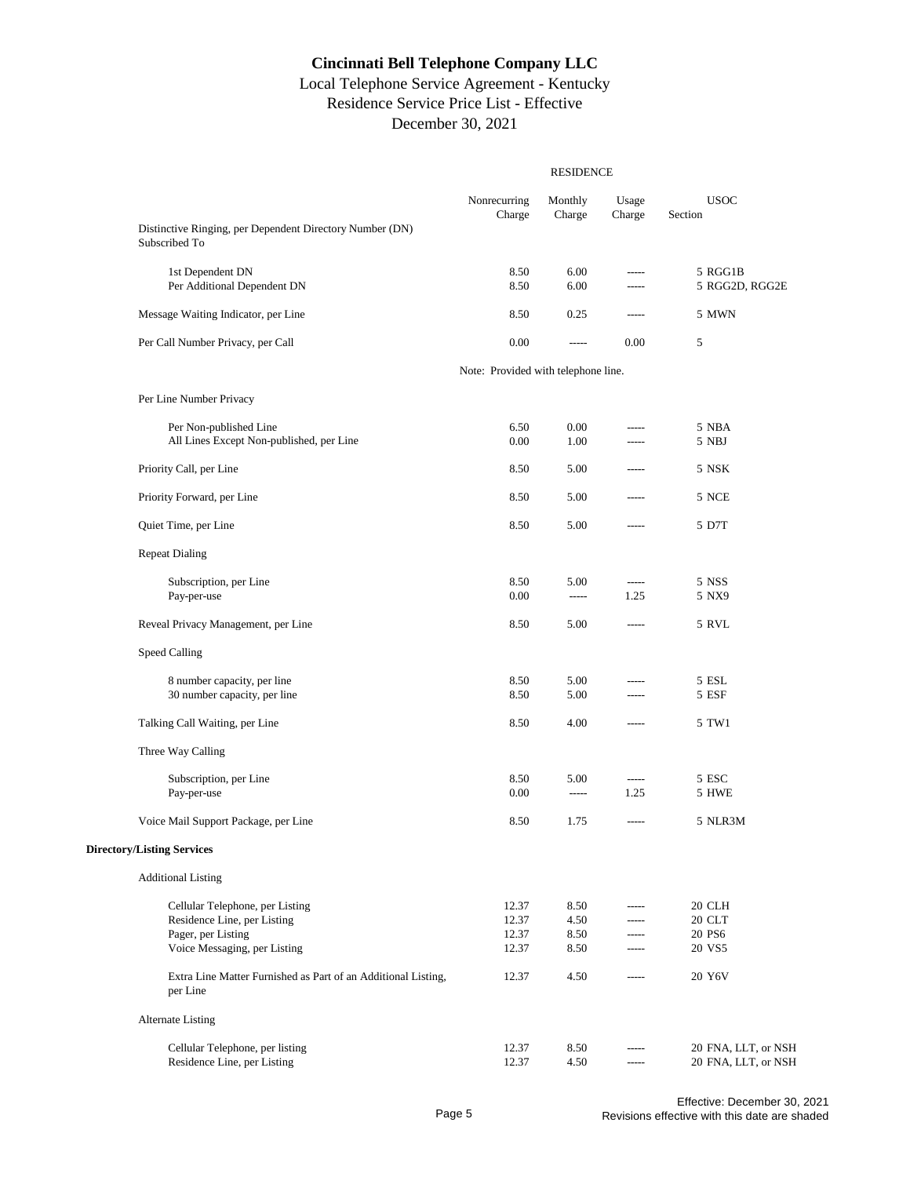# Cincinnati Bell Telephone Company LLC

Local Telephone Service Agreement - Kentucky

Residence Service Price List - Effective

December 30, 2021

| | RESIDENCE | | | | |
|---|---|---|---|---|---|
| | Nonrecurring Charge | Monthly Charge | Usage Charge | Section | USOC |
| Distinctive Ringing, per Dependent Directory Number (DN) Subscribed To | | | | | |
| 1st Dependent DN | 8.50 | 6.00 | ----- | 5 | RGG1B |
| Per Additional Dependent DN | 8.50 | 6.00 | ----- | 5 | RGG2D, RGG2E |
| Message Waiting Indicator, per Line | 8.50 | 0.25 | ----- | 5 | MWN |
| Per Call Number Privacy, per Call | 0.00 | ----- | 0.00 | 5 | |
| | Note: Provided with telephone line. | | | | |
| Per Line Number Privacy | | | | | |
| Per Non-published Line | 6.50 | 0.00 | ----- | 5 | NBA |
| All Lines Except Non-published, per Line | 0.00 | 1.00 | ----- | 5 | NBJ |
| Priority Call, per Line | 8.50 | 5.00 | ----- | 5 | NSK |
| Priority Forward, per Line | 8.50 | 5.00 | ----- | 5 | NCE |
| Quiet Time, per Line | 8.50 | 5.00 | ----- | 5 | D7T |
| Repeat Dialing | | | | | |
| Subscription, per Line | 8.50 | 5.00 | ----- | 5 | NSS |
| Pay-per-use | 0.00 | ----- | 1.25 | 5 | NX9 |
| Reveal Privacy Management, per Line | 8.50 | 5.00 | ----- | 5 | RVL |
| Speed Calling | | | | | |
| 8 number capacity, per line | 8.50 | 5.00 | ----- | 5 | ESL |
| 30 number capacity, per line | 8.50 | 5.00 | ----- | 5 | ESF |
| Talking Call Waiting, per Line | 8.50 | 4.00 | ----- | 5 | TW1 |
| Three Way Calling | | | | | |
| Subscription, per Line | 8.50 | 5.00 | ----- | 5 | ESC |
| Pay-per-use | 0.00 | ----- | 1.25 | 5 | HWE |
| Voice Mail Support Package, per Line | 8.50 | 1.75 | ----- | 5 | NLR3M |
| **Directory/Listing Services** | | | | | |
| Additional Listing | | | | | |
| Cellular Telephone, per Listing | 12.37 | 8.50 | ----- | 20 | CLH |
| Residence Line, per Listing | 12.37 | 4.50 | ----- | 20 | CLT |
| Pager, per Listing | 12.37 | 8.50 | ----- | 20 | PS6 |
| Voice Messaging, per Listing | 12.37 | 8.50 | ----- | 20 | VS5 |
| Extra Line Matter Furnished as Part of an Additional Listing, per Line | 12.37 | 4.50 | ----- | 20 | Y6V |
| Alternate Listing | | | | | |
| Cellular Telephone, per listing | 12.37 | 8.50 | ----- | 20 | FNA, LLT, or NSH |
| Residence Line, per Listing | 12.37 | 4.50 | ----- | 20 | FNA, LLT, or NSH |

Effective: December 30, 2021
Revisions effective with this date are shaded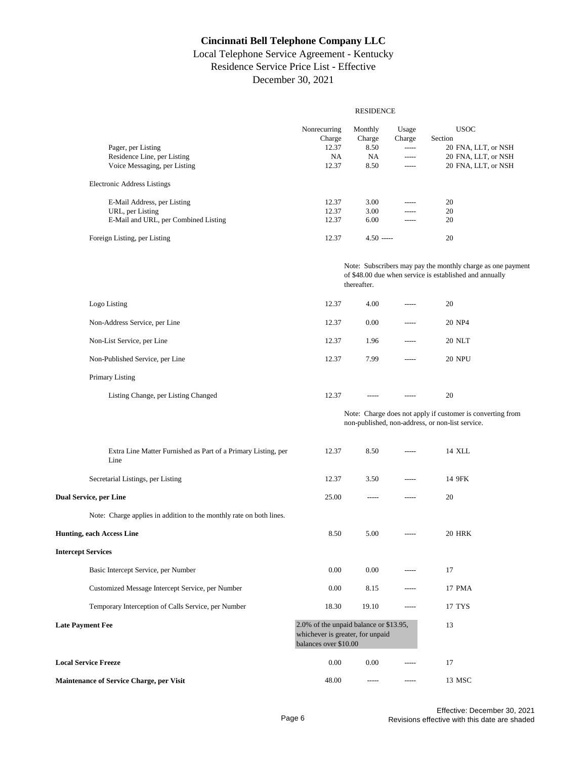# Cincinnati Bell Telephone Company LLC

Local Telephone Service Agreement - Kentucky
Residence Service Price List - Effective
December 30, 2021

| | RESIDENCE | | | |
|---|---|---|---|---|
| | Nonrecurring Charge | Monthly Charge | Usage Charge | USOC Section |
| Pager, per Listing | 12.37 | 8.50 | ----- | 20 FNA, LLT, or NSH |
| Residence Line, per Listing | NA | NA | ----- | 20 FNA, LLT, or NSH |
| Voice Messaging, per Listing | 12.37 | 8.50 | ----- | 20 FNA, LLT, or NSH |
| Electronic Address Listings | | | | |
| E-Mail Address, per Listing | 12.37 | 3.00 | ----- | 20 |
| URL, per Listing | 12.37 | 3.00 | ----- | 20 |
| E-Mail and URL, per Combined Listing | 12.37 | 6.00 | ----- | 20 |
| Foreign Listing, per Listing | 12.37 | 4.50 | ----- | 20 |
| | | Note: Subscribers may pay the monthly charge as one payment of $48.00 due when service is established and annually thereafter. | | |
| Logo Listing | 12.37 | 4.00 | ----- | 20 |
| Non-Address Service, per Line | 12.37 | 0.00 | ----- | 20 NP4 |
| Non-List Service, per Line | 12.37 | 1.96 | ----- | 20 NLT |
| Non-Published Service, per Line | 12.37 | 7.99 | ----- | 20 NPU |
| Primary Listing | | | | |
| Listing Change, per Listing Changed | 12.37 | ----- | ----- | 20 |
| | | Note: Charge does not apply if customer is converting from non-published, non-address, or non-list service. | | |
| Extra Line Matter Furnished as Part of a Primary Listing, per Line | 12.37 | 8.50 | ----- | 14 XLL |
| Secretarial Listings, per Listing | 12.37 | 3.50 | ----- | 14 9FK |
| **Dual Service, per Line** | 25.00 | ----- | ----- | 20 |
| Note: Charge applies in addition to the monthly rate on both lines. | | | | |
| **Hunting, each Access Line** | 8.50 | 5.00 | ----- | 20 HRK |
| **Intercept Services** | | | | |
| Basic Intercept Service, per Number | 0.00 | 0.00 | ----- | 17 |
| Customized Message Intercept Service, per Number | 0.00 | 8.15 | ----- | 17 PMA |
| Temporary Interception of Calls Service, per Number | 18.30 | 19.10 | ----- | 17 TYS |
| **Late Payment Fee** | 2.0% of the unpaid balance or $13.95, whichever is greater, for unpaid balances over $10.00 | | | 13 |
| **Local Service Freeze** | 0.00 | 0.00 | ----- | 17 |
| **Maintenance of Service Charge, per Visit** | 48.00 | ----- | ----- | 13 MSC |

Effective: December 30, 2021
Revisions effective with this date are shaded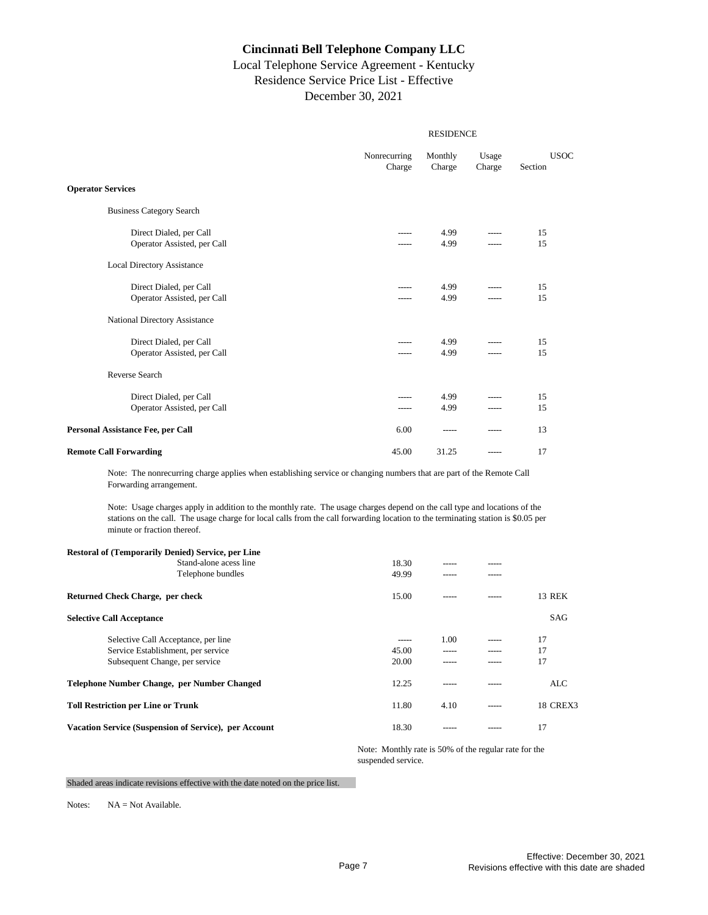# Cincinnati Bell Telephone Company LLC

Local Telephone Service Agreement - Kentucky

Residence Service Price List - Effective

December 30, 2021

| | RESIDENCE | | | | |
|---|---|---|---|---|---|
| | Nonrecurring Charge | Monthly Charge | Usage Charge | Section | USOC |
| **Operator Services** | | | | | |
| Business Category Search | | | | | |
| Direct Dialed, per Call | ----- | 4.99 | ----- | 15 | |
| Operator Assisted, per Call | ----- | 4.99 | ----- | 15 | |
| Local Directory Assistance | | | | | |
| Direct Dialed, per Call | ----- | 4.99 | ----- | 15 | |
| Operator Assisted, per Call | ----- | 4.99 | ----- | 15 | |
| National Directory Assistance | | | | | |
| Direct Dialed, per Call | ----- | 4.99 | ----- | 15 | |
| Operator Assisted, per Call | ----- | 4.99 | ----- | 15 | |
| Reverse Search | | | | | |
| Direct Dialed, per Call | ----- | 4.99 | ----- | 15 | |
| Operator Assisted, per Call | ----- | 4.99 | ----- | 15 | |
| **Personal Assistance Fee, per Call** | 6.00 | ----- | ----- | 13 | |
| **Remote Call Forwarding** | 45.00 | 31.25 | ----- | 17 | |

Note: The nonrecurring charge applies when establishing service or changing numbers that are part of the Remote Call Forwarding arrangement.

Note: Usage charges apply in addition to the monthly rate. The usage charges depend on the call type and locations of the stations on the call. The usage charge for local calls from the call forwarding location to the terminating station is $0.05 per minute or fraction thereof.

| | Nonrecurring Charge | Monthly Charge | Usage Charge | Section | USOC |
|---|---|---|---|---|---|
| **Restoral of (Temporarily Denied) Service, per Line** | | | | | |
| Stand-alone acess line | 18.30 | ----- | ----- | | |
| Telephone bundles | 49.99 | ----- | ----- | | |
| **Returned Check Charge, per check** | 15.00 | ----- | ----- | 13 | REK |
| **Selective Call Acceptance** | | | | | SAG |
| Selective Call Acceptance, per line | ----- | 1.00 | ----- | 17 | |
| Service Establishment, per service | 45.00 | ----- | ----- | 17 | |
| Subsequent Change, per service | 20.00 | ----- | ----- | 17 | |
| **Telephone Number Change, per Number Changed** | 12.25 | ----- | ----- | | ALC |
| **Toll Restriction per Line or Trunk** | 11.80 | 4.10 | ----- | 18 | CREX3 |
| **Vacation Service (Suspension of Service), per Account** | 18.30 | ----- | ----- | 17 | |

Note: Monthly rate is 50% of the regular rate for the suspended service.

Shaded areas indicate revisions effective with the date noted on the price list.

Notes: NA = Not Available.

Effective: December 30, 2021
Revisions effective with this date are shaded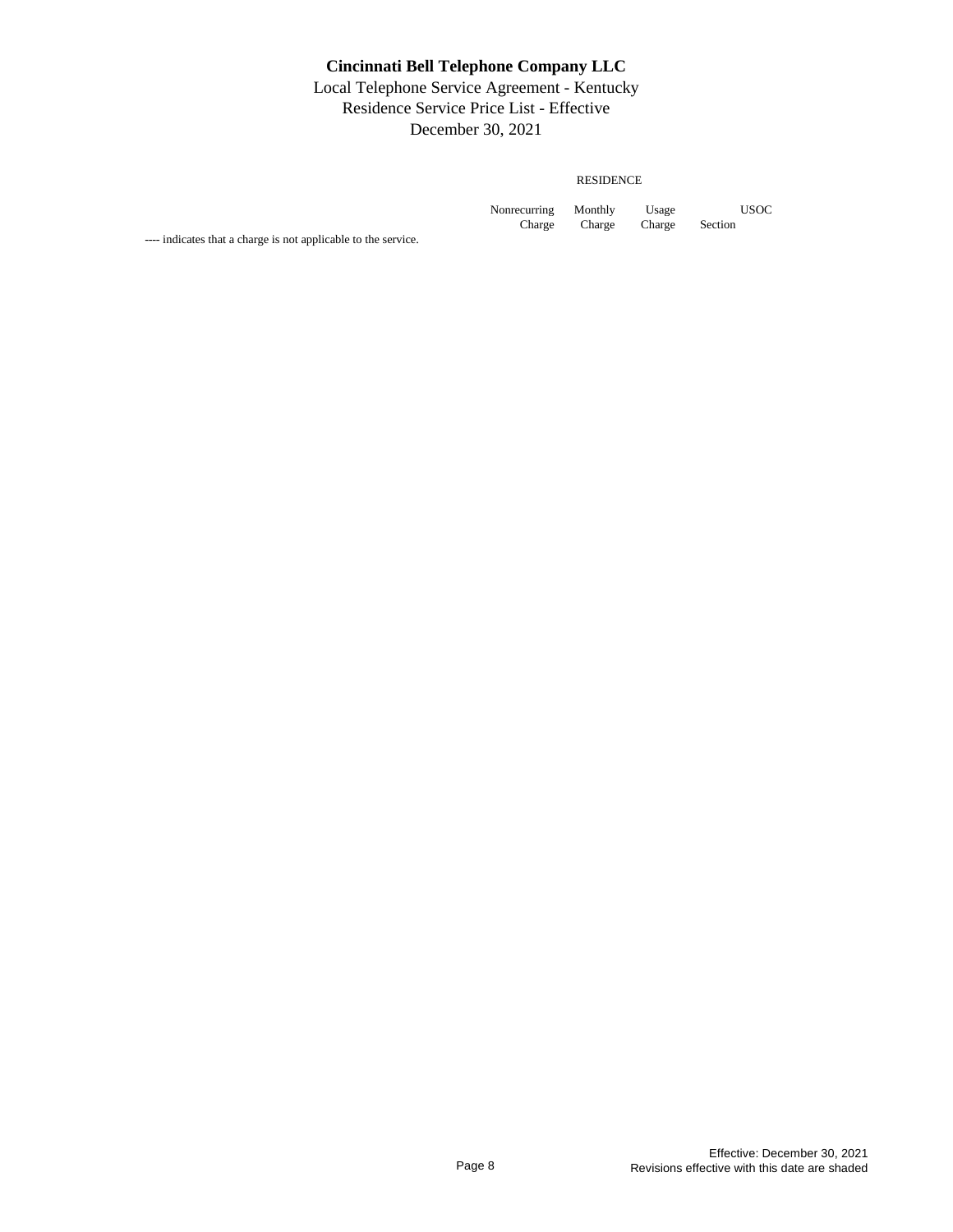**Cincinnati Bell Telephone Company LLC**
Local Telephone Service Agreement - Kentucky
Residence Service Price List - Effective
December 30, 2021

RESIDENCE

| | Nonrecurring Charge | Monthly Charge | Usage Charge | Section | USOC |
|---|---|---|---|---|---|

---- indicates that a charge is not applicable to the service.

Effective: December 30, 2021
Revisions effective with this date are shaded